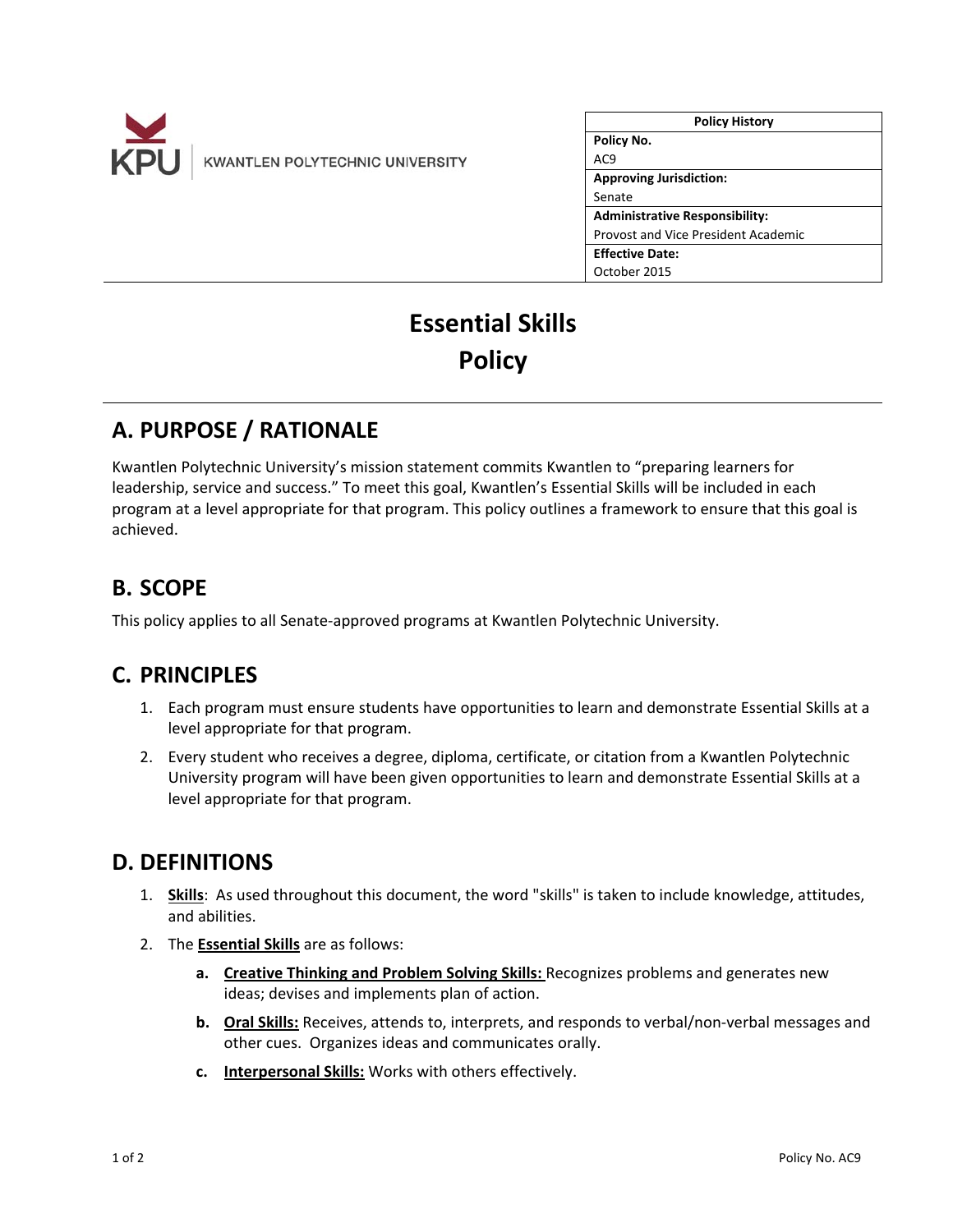KPU KWANTLEN POLYTECHNIC UNIVERSITY

| Policy History |
| --- |
| **Policy No.** |
| AC9 |
| **Approving Jurisdiction:** |
| Senate |
| **Administrative Responsibility:** |
| Provost and Vice President Academic |
| **Effective Date:** |
| October 2015 |

# Essential Skills Policy

## A. PURPOSE / RATIONALE

Kwantlen Polytechnic University's mission statement commits Kwantlen to "preparing learners for leadership, service and success." To meet this goal, Kwantlen's Essential Skills will be included in each program at a level appropriate for that program. This policy outlines a framework to ensure that this goal is achieved.

## B. SCOPE

This policy applies to all Senate-approved programs at Kwantlen Polytechnic University.

## C. PRINCIPLES

1. Each program must ensure students have opportunities to learn and demonstrate Essential Skills at a level appropriate for that program.
2. Every student who receives a degree, diploma, certificate, or citation from a Kwantlen Polytechnic University program will have been given opportunities to learn and demonstrate Essential Skills at a level appropriate for that program.

## D. DEFINITIONS

1. **Skills**: As used throughout this document, the word "skills" is taken to include knowledge, attitudes, and abilities.
2. The **Essential Skills** are as follows:
   - **a. Creative Thinking and Problem Solving Skills:** Recognizes problems and generates new ideas; devises and implements plan of action.
   - **b. Oral Skills:** Receives, attends to, interprets, and responds to verbal/non-verbal messages and other cues. Organizes ideas and communicates orally.
   - **c. Interpersonal Skills:** Works with others effectively.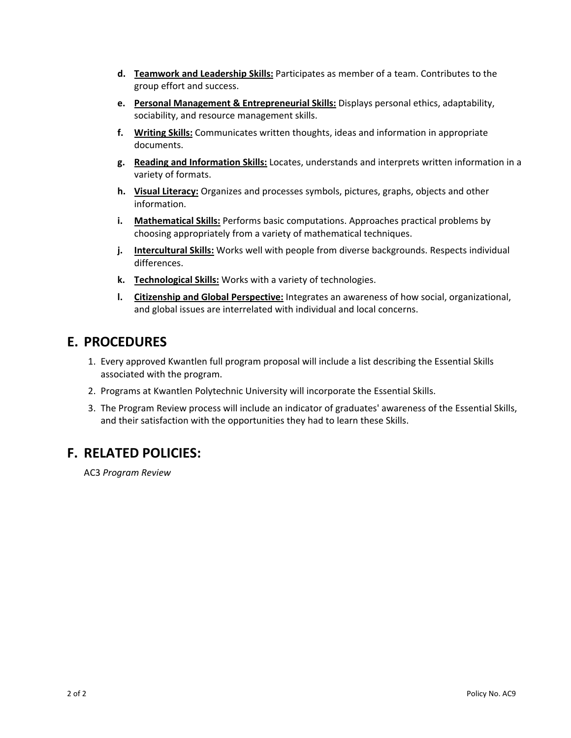d. **Teamwork and Leadership Skills:** Participates as member of a team. Contributes to the group effort and success.

e. **Personal Management & Entrepreneurial Skills:** Displays personal ethics, adaptability, sociability, and resource management skills.

f. **Writing Skills:** Communicates written thoughts, ideas and information in appropriate documents.

g. **Reading and Information Skills:** Locates, understands and interprets written information in a variety of formats.

h. **Visual Literacy:** Organizes and processes symbols, pictures, graphs, objects and other information.

i. **Mathematical Skills:** Performs basic computations. Approaches practical problems by choosing appropriately from a variety of mathematical techniques.

j. **Intercultural Skills:** Works well with people from diverse backgrounds. Respects individual differences.

k. **Technological Skills:** Works with a variety of technologies.

l. **Citizenship and Global Perspective:** Integrates an awareness of how social, organizational, and global issues are interrelated with individual and local concerns.

## E. PROCEDURES

1. Every approved Kwantlen full program proposal will include a list describing the Essential Skills associated with the program.
2. Programs at Kwantlen Polytechnic University will incorporate the Essential Skills.
3. The Program Review process will include an indicator of graduates' awareness of the Essential Skills, and their satisfaction with the opportunities they had to learn these Skills.

## F. RELATED POLICIES:

AC3 *Program Review*